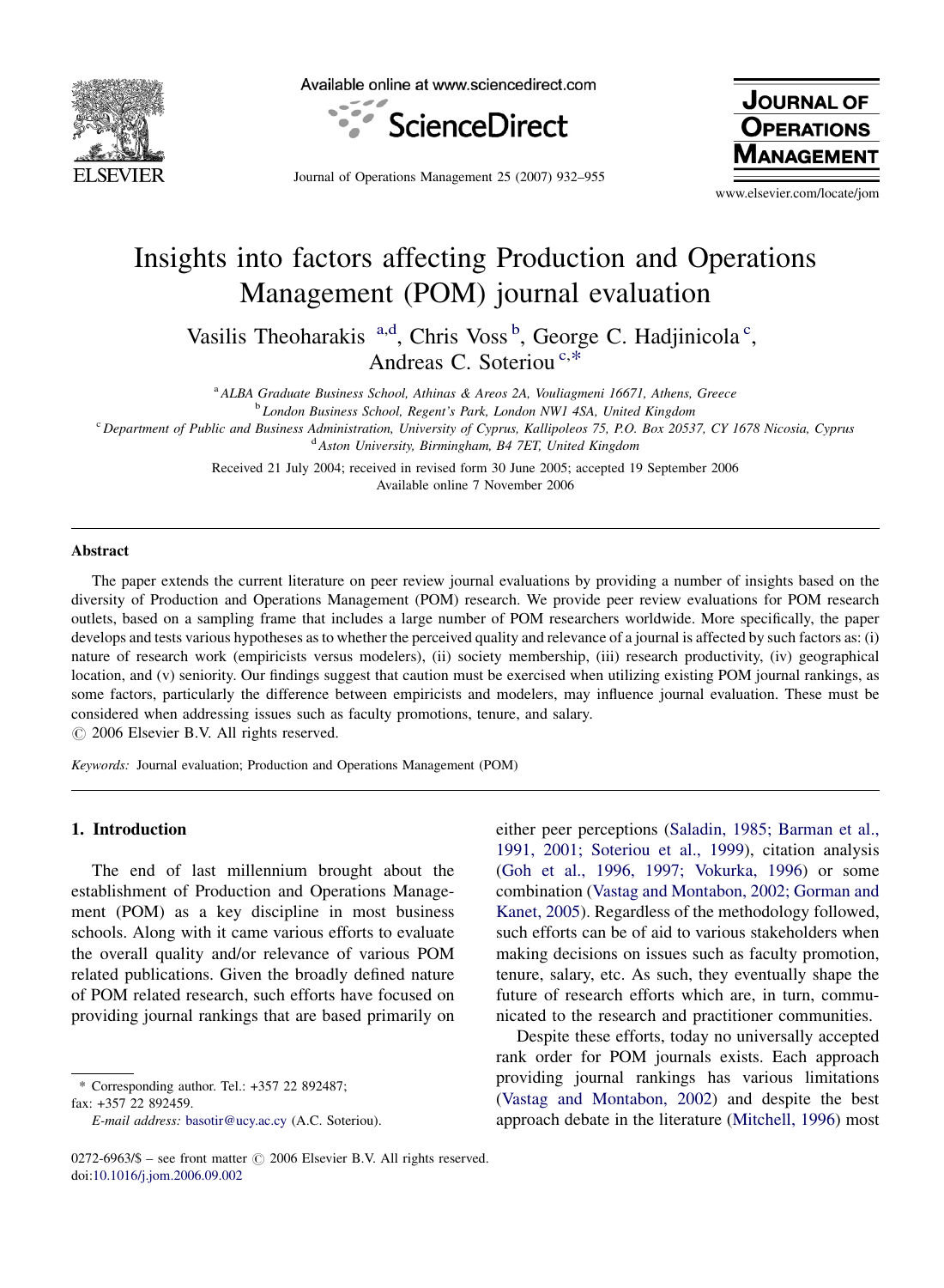# Insights into factors affecting Production and Operations Management (POM) journal evaluation

Vasilis Theoharakis [a,d], Chris Voss [b], George C. Hadjinicola [c], Andreas C. Soteriou [c,*]

[a] ALBA Graduate Business School, Athinas & Areos 2A, Vouliagmeni 16671, Athens, Greece

[b] London Business School, Regent's Park, London NW1 4SA, United Kingdom

[c] Department of Public and Business Administration, University of Cyprus, Kallipoleos 75, P.O. Box 20537, CY 1678 Nicosia, Cyprus

[d] Aston University, Birmingham, B4 7ET, United Kingdom

Received 21 July 2004; received in revised form 30 June 2005; accepted 19 September 2006

Available online 7 November 2006

## Abstract

The paper extends the current literature on peer review journal evaluations by providing a number of insights based on the diversity of Production and Operations Management (POM) research. We provide peer review evaluations for POM research outlets, based on a sampling frame that includes a large number of POM researchers worldwide. More specifically, the paper develops and tests various hypotheses as to whether the perceived quality and relevance of a journal is affected by such factors as: (i) nature of research work (empiricists versus modelers), (ii) society membership, (iii) research productivity, (iv) geographical location, and (v) seniority. Our findings suggest that caution must be exercised when utilizing existing POM journal rankings, as some factors, particularly the difference between empiricists and modelers, may influence journal evaluation. These must be considered when addressing issues such as faculty promotions, tenure, and salary.

© 2006 Elsevier B.V. All rights reserved.

*Keywords:* Journal evaluation; Production and Operations Management (POM)

## 1. Introduction

The end of last millennium brought about the establishment of Production and Operations Management (POM) as a key discipline in most business schools. Along with it came various efforts to evaluate the overall quality and/or relevance of various POM related publications. Given the broadly defined nature of POM related research, such efforts have focused on providing journal rankings that are based primarily on either peer perceptions (Saladin, 1985; Barman et al., 1991, 2001; Soteriou et al., 1999), citation analysis (Goh et al., 1996, 1997; Vokurka, 1996) or some combination (Vastag and Montabon, 2002; Gorman and Kanet, 2005). Regardless of the methodology followed, such efforts can be of aid to various stakeholders when making decisions on issues such as faculty promotion, tenure, salary, etc. As such, they eventually shape the future of research efforts which are, in turn, communicated to the research and practitioner communities.

Despite these efforts, today no universally accepted rank order for POM journals exists. Each approach providing journal rankings has various limitations (Vastag and Montabon, 2002) and despite the best approach debate in the literature (Mitchell, 1996) most

* Corresponding author. Tel.: +357 22 892487; fax: +357 22 892459.

*E-mail address:* basotir@ucy.ac.cy (A.C. Soteriou).

0272-6963/$ – see front matter © 2006 Elsevier B.V. All rights reserved.
doi:10.1016/j.jom.2006.09.002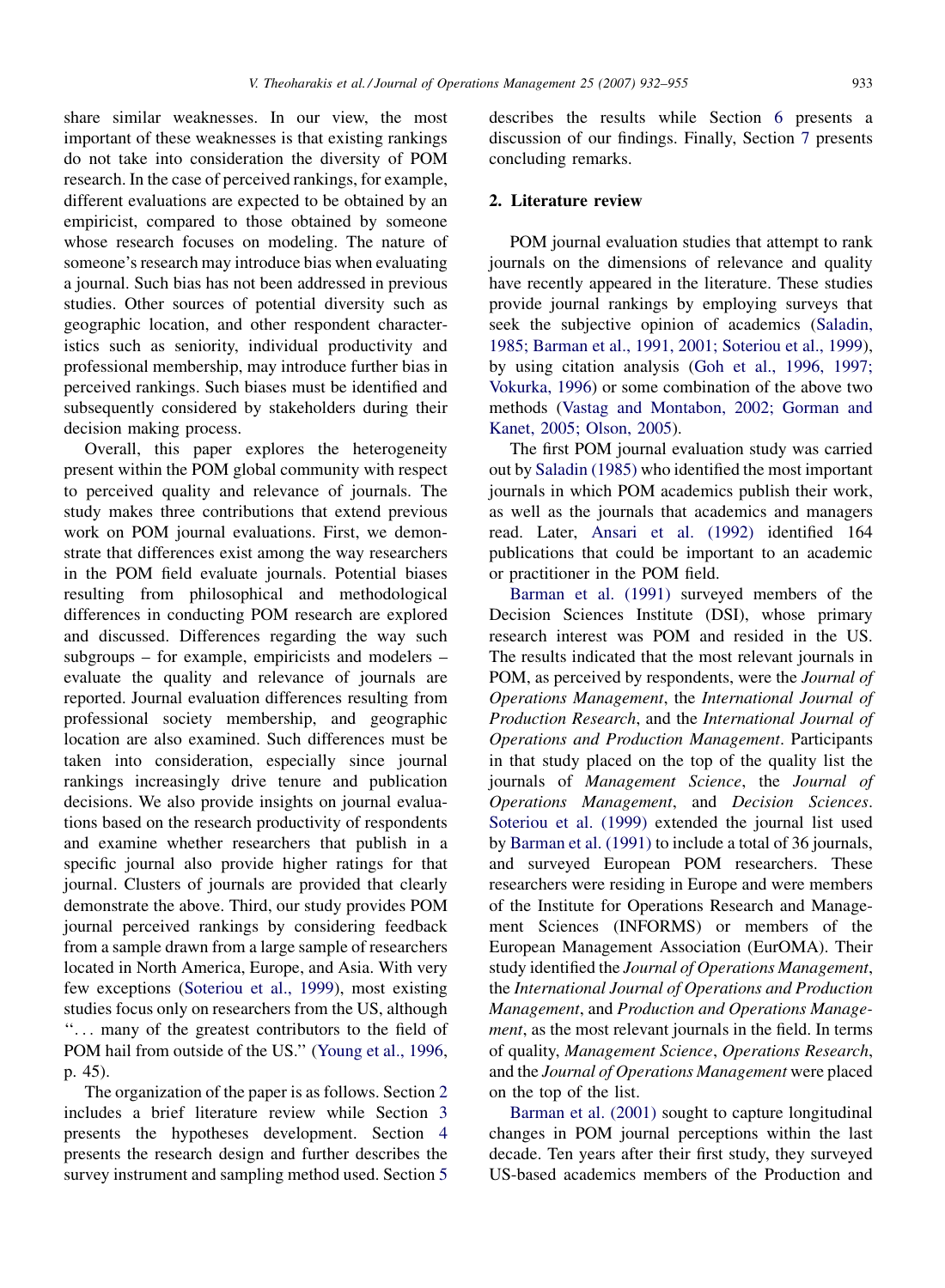share similar weaknesses. In our view, the most important of these weaknesses is that existing rankings do not take into consideration the diversity of POM research. In the case of perceived rankings, for example, different evaluations are expected to be obtained by an empiricist, compared to those obtained by someone whose research focuses on modeling. The nature of someone's research may introduce bias when evaluating a journal. Such bias has not been addressed in previous studies. Other sources of potential diversity such as geographic location, and other respondent characteristics such as seniority, individual productivity and professional membership, may introduce further bias in perceived rankings. Such biases must be identified and subsequently considered by stakeholders during their decision making process.

Overall, this paper explores the heterogeneity present within the POM global community with respect to perceived quality and relevance of journals. The study makes three contributions that extend previous work on POM journal evaluations. First, we demonstrate that differences exist among the way researchers in the POM field evaluate journals. Potential biases resulting from philosophical and methodological differences in conducting POM research are explored and discussed. Differences regarding the way such subgroups – for example, empiricists and modelers – evaluate the quality and relevance of journals are reported. Journal evaluation differences resulting from professional society membership, and geographic location are also examined. Such differences must be taken into consideration, especially since journal rankings increasingly drive tenure and publication decisions. We also provide insights on journal evaluations based on the research productivity of respondents and examine whether researchers that publish in a specific journal also provide higher ratings for that journal. Clusters of journals are provided that clearly demonstrate the above. Third, our study provides POM journal perceived rankings by considering feedback from a sample drawn from a large sample of researchers located in North America, Europe, and Asia. With very few exceptions (Soteriou et al., 1999), most existing studies focus only on researchers from the US, although "... many of the greatest contributors to the field of POM hail from outside of the US." (Young et al., 1996, p. 45).

The organization of the paper is as follows. Section 2 includes a brief literature review while Section 3 presents the hypotheses development. Section 4 presents the research design and further describes the survey instrument and sampling method used. Section 5 describes the results while Section 6 presents a discussion of our findings. Finally, Section 7 presents concluding remarks.

## 2. Literature review

POM journal evaluation studies that attempt to rank journals on the dimensions of relevance and quality have recently appeared in the literature. These studies provide journal rankings by employing surveys that seek the subjective opinion of academics (Saladin, 1985; Barman et al., 1991, 2001; Soteriou et al., 1999), by using citation analysis (Goh et al., 1996, 1997; Vokurka, 1996) or some combination of the above two methods (Vastag and Montabon, 2002; Gorman and Kanet, 2005; Olson, 2005).

The first POM journal evaluation study was carried out by Saladin (1985) who identified the most important journals in which POM academics publish their work, as well as the journals that academics and managers read. Later, Ansari et al. (1992) identified 164 publications that could be important to an academic or practitioner in the POM field.

Barman et al. (1991) surveyed members of the Decision Sciences Institute (DSI), whose primary research interest was POM and resided in the US. The results indicated that the most relevant journals in POM, as perceived by respondents, were the *Journal of Operations Management*, the *International Journal of Production Research*, and the *International Journal of Operations and Production Management*. Participants in that study placed on the top of the quality list the journals of *Management Science*, the *Journal of Operations Management*, and *Decision Sciences*. Soteriou et al. (1999) extended the journal list used by Barman et al. (1991) to include a total of 36 journals, and surveyed European POM researchers. These researchers were residing in Europe and were members of the Institute for Operations Research and Management Sciences (INFORMS) or members of the European Management Association (EurOMA). Their study identified the *Journal of Operations Management*, the *International Journal of Operations and Production Management*, and *Production and Operations Management*, as the most relevant journals in the field. In terms of quality, *Management Science*, *Operations Research*, and the *Journal of Operations Management* were placed on the top of the list.

Barman et al. (2001) sought to capture longitudinal changes in POM journal perceptions within the last decade. Ten years after their first study, they surveyed US-based academics members of the Production and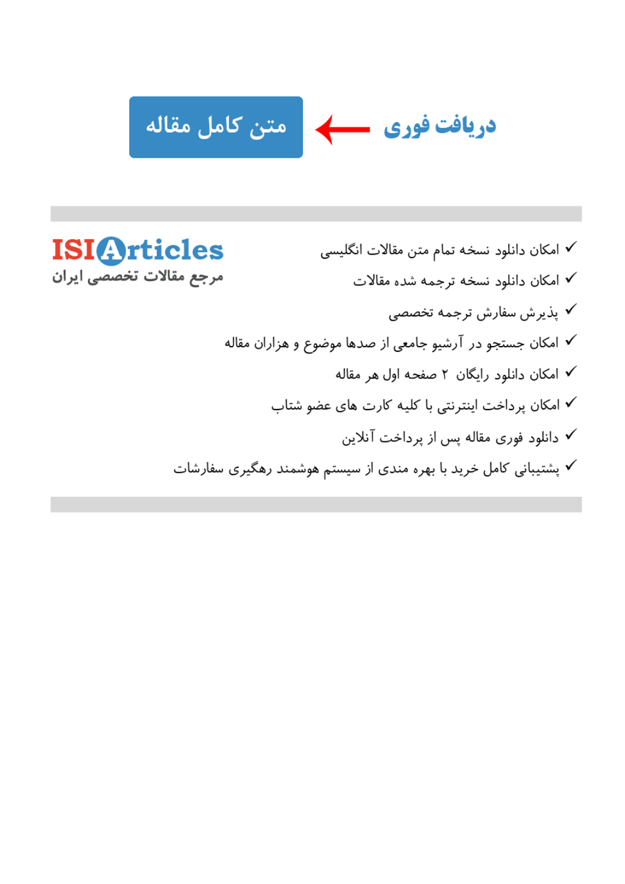دریافت فوری ← **متن کامل مقاله**

**ISIArticles**
مرجع مقالات تخصصی ایران

- ✓ امکان دانلود نسخه تمام متن مقالات انگلیسی
- ✓ امکان دانلود نسخه ترجمه شده مقالات
- ✓ پذیرش سفارش ترجمه تخصصی
- ✓ امکان جستجو در آرشیو جامعی از صدها موضوع و هزاران مقاله
- ✓ امکان دانلود رایگان ۲ صفحه اول هر مقاله
- ✓ امکان پرداخت اینترنتی با کلیه کارت های عضو شتاب
- ✓ دانلود فوری مقاله پس از پرداخت آنلاین
- ✓ پشتیبانی کامل خرید با بهره مندی از سیستم هوشمند رهگیری سفارشات